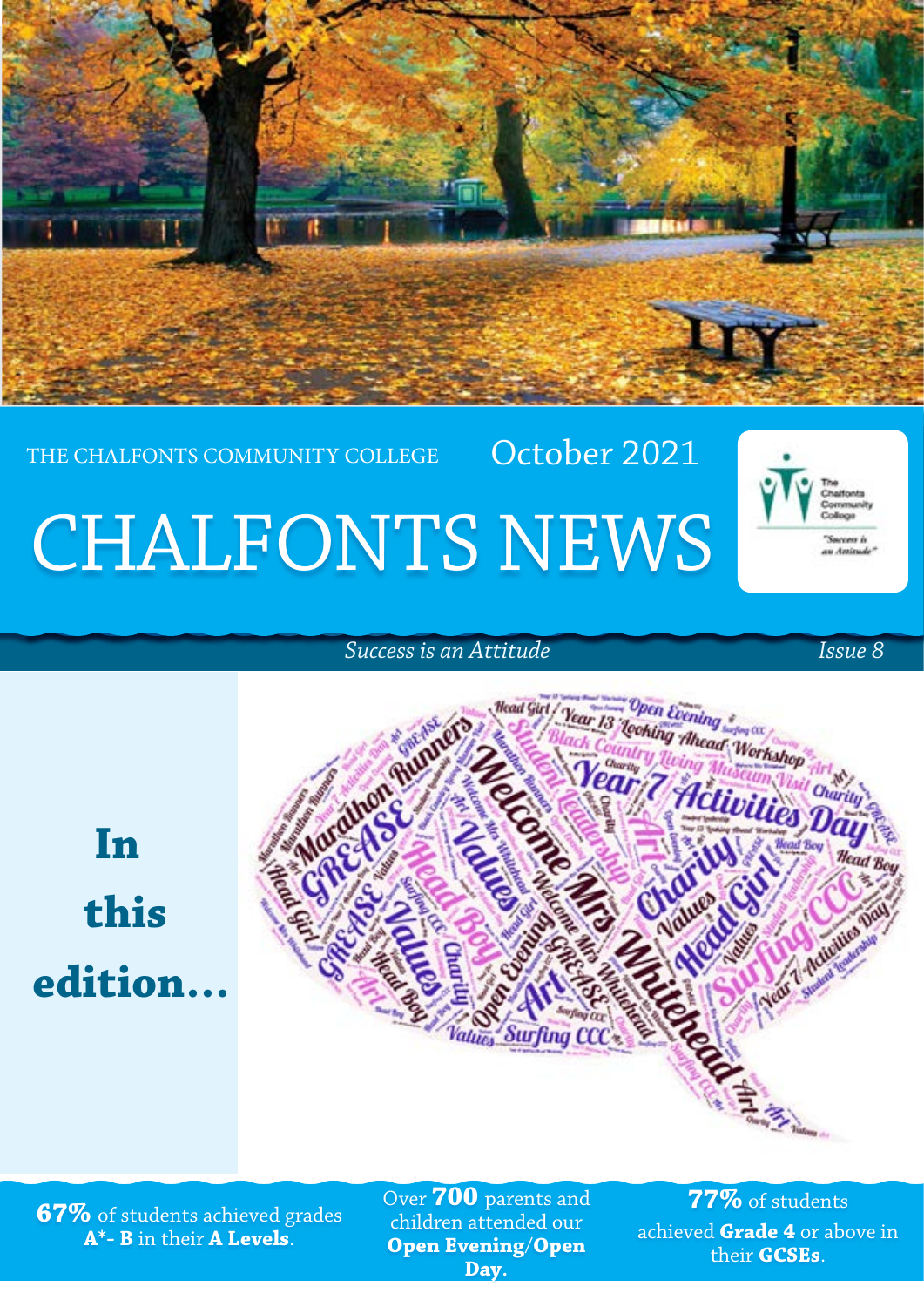THE CHALFONTS COMMUNITY COLLEGE October 2021

# CHALFONTS NEWS

*Success is an Attitude* *Issue 8*

## In this edition...

**67%** of students achieved grades **A\*- B** in their **A Levels**.

Over **700** parents and children attended our **Open Evening/Open Day.**

**77%** of students achieved **Grade 4** or above in their **GCSEs**.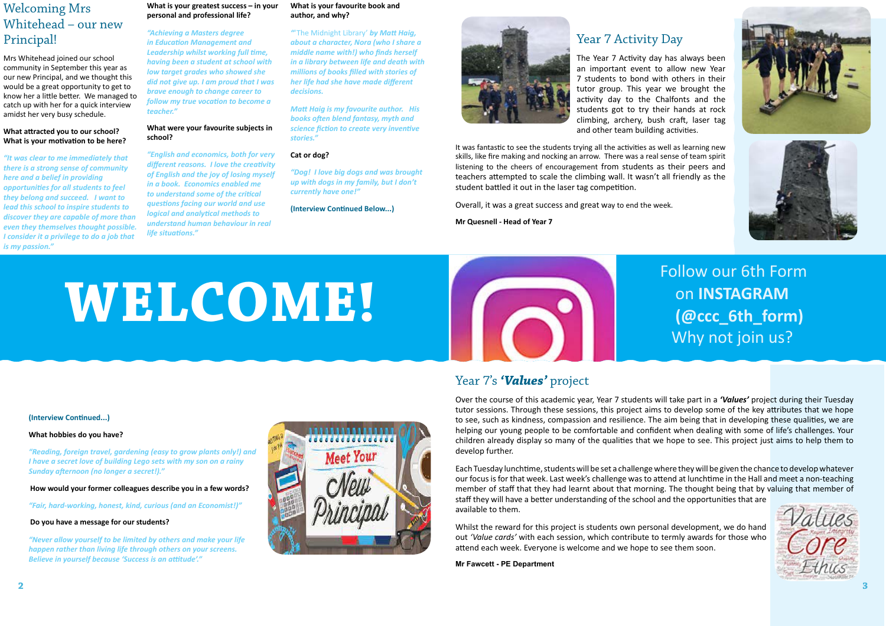# Welcoming Mrs Whitehead – our new Principal!

Mrs Whitehead joined our school community in September this year as our new Principal, and we thought this would be a great opportunity to get to know her a little better. We managed to catch up with her for a quick interview amidst her very busy schedule.

**What attracted you to our school? What is your motivation to be here?**

*"It was clear to me immediately that there is a strong sense of community here and a belief in providing opportunities for all students to feel they belong and succeed. I want to lead this school to inspire students to discover they are capable of more than even they themselves thought possible. I consider it a privilege to do a job that is my passion."*

**What is your greatest success – in your personal and professional life?**

*"Achieving a Masters degree in Education Management and Leadership whilst working full time, having been a student at school with low target grades who showed she did not give up. I am proud that I was brave enough to change career to follow my true vocation to become a teacher."*

**What were your favourite subjects in school?**

*"English and economics, both for very different reasons. I love the creativity of English and the joy of losing myself in a book. Economics enabled me to understand some of the critical questions facing our world and use logical and analytical methods to understand human behaviour in real life situations."*

**What is your favourite book and author, and why?**

"'The Midnight Library' *by Matt Haig, about a character, Nora (who I share a middle name with!) who finds herself in a library between life and death with millions of books filled with stories of her life had she have made different decisions.*

*Matt Haig is my favourite author. His books often blend fantasy, myth and science fiction to create very inventive stories."*

**Cat or dog?**

*"Dog! I love big dogs and was brought up with dogs in my family, but I don't currently have one!"*

**(Interview Continued Below...)**

## Year 7 Activity Day

The Year 7 Activity day has always been an important event to allow new Year 7 students to bond with others in their tutor group. This year we brought the activity day to the Chalfonts and the students got to try their hands at rock climbing, archery, bush craft, laser tag and other team building activities.

It was fantastic to see the students trying all the activities as well as learning new skills, like fire making and nocking an arrow. There was a real sense of team spirit listening to the cheers of encouragement from students as their peers and teachers attempted to scale the climbing wall. It wasn't all friendly as the student battled it out in the laser tag competition.

Overall, it was a great success and great way to end the week.

**Mr Quesnell - Head of Year 7**

# WELCOME!

Follow our 6th Form on **INSTAGRAM** **(@ccc_6th_form)** Why not join us?

**(Interview Continued...)**

**What hobbies do you have?**

*"Reading, foreign travel, gardening (easy to grow plants only!) and I have a secret love of building Lego sets with my son on a rainy Sunday afternoon (no longer a secret!)."*

**How would your former colleagues describe you in a few words?**

*"Fair, hard-working, honest, kind, curious (and an Economist!)"*

**Do you have a message for our students?**

*"Never allow yourself to be limited by others and make your life happen rather than living life through others on your screens. Believe in yourself because 'Success is an attitude'."*

## Year 7's *'Values'* project

Over the course of this academic year, Year 7 students will take part in a ***'Values'*** project during their Tuesday tutor sessions. Through these sessions, this project aims to develop some of the key attributes that we hope to see, such as kindness, compassion and resilience. The aim being that in developing these qualities, we are helping our young people to be comfortable and confident when dealing with some of life's challenges. Your children already display so many of the qualities that we hope to see. This project just aims to help them to develop further.

Each Tuesday lunchtime, students will be set a challenge where they will be given the chance to develop whatever our focus is for that week. Last week's challenge was to attend at lunchtime in the Hall and meet a non-teaching member of staff that they had learnt about that morning. The thought being that by valuing that member of staff they will have a better understanding of the school and the opportunities that are available to them.

Whilst the reward for this project is students own personal development, we do hand out *'Value cards'* with each session, which contribute to termly awards for those who attend each week. Everyone is welcome and we hope to see them soon.

**Mr Fawcett - PE Department**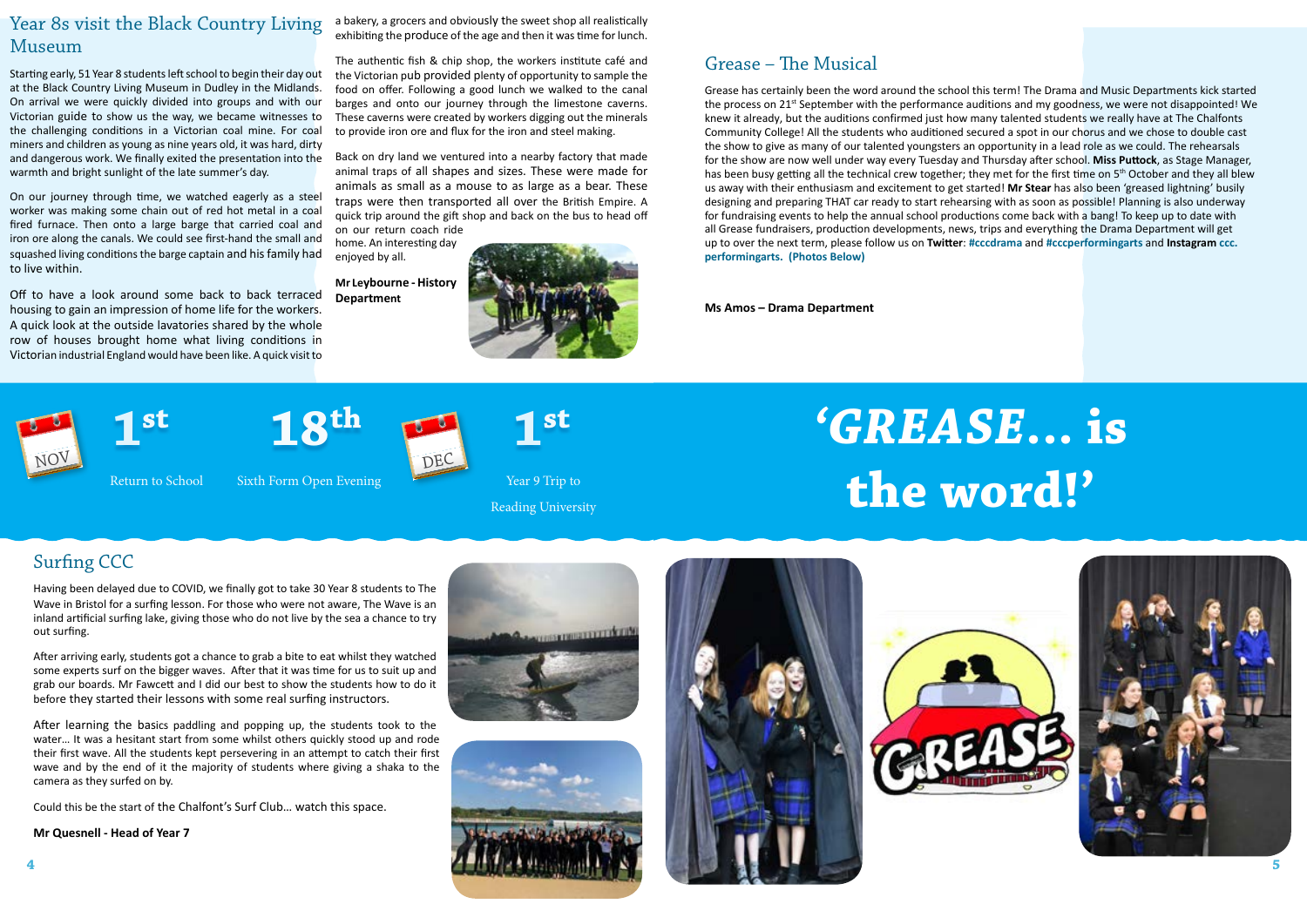## Year 8s visit the Black Country Living Museum

Starting early, 51 Year 8 students left school to begin their day out at the Black Country Living Museum in Dudley in the Midlands. On arrival we were quickly divided into groups and with our Victorian guide to show us the way, we became witnesses to the challenging conditions in a Victorian coal mine. For coal miners and children as young as nine years old, it was hard, dirty and dangerous work. We finally exited the presentation into the warmth and bright sunlight of the late summer's day.

On our journey through time, we watched eagerly as a steel worker was making some chain out of red hot metal in a coal fired furnace. Then onto a large barge that carried coal and iron ore along the canals. We could see first-hand the small and squashed living conditions the barge captain and his family had to live within.

Off to have a look around some back to back terraced housing to gain an impression of home life for the workers. A quick look at the outside lavatories shared by the whole row of houses brought home what living conditions in Victorian industrial England would have been like. A quick visit to a bakery, a grocers and obviously the sweet shop all realistically exhibiting the produce of the age and then it was time for lunch.

The authentic fish & chip shop, the workers institute café and the Victorian pub provided plenty of opportunity to sample the food on offer. Following a good lunch we walked to the canal barges and onto our journey through the limestone caverns. These caverns were created by workers digging out the minerals to provide iron ore and flux for the iron and steel making.

Back on dry land we ventured into a nearby factory that made animal traps of all shapes and sizes. These were made for animals as small as a mouse to as large as a bear. These traps were then transported all over the British Empire. A quick trip around the gift shop and back on the bus to head off on our return coach ride home. An interesting day enjoyed by all.

**Mr Leybourne - History Department**

## Grease – The Musical

Grease has certainly been the word around the school this term! The Drama and Music Departments kick started the process on 21st September with the performance auditions and my goodness, we were not disappointed! We knew it already, but the auditions confirmed just how many talented students we really have at The Chalfonts Community College! All the students who auditioned secured a spot in our chorus and we chose to double cast the show to give as many of our talented youngsters an opportunity in a lead role as we could. The rehearsals for the show are now well under way every Tuesday and Thursday after school. **Miss Puttock**, as Stage Manager, has been busy getting all the technical crew together; they met for the first time on 5th October and they all blew us away with their enthusiasm and excitement to get started! **Mr Stear** has also been 'greased lightning' busily designing and preparing THAT car ready to start rehearsing with as soon as possible! Planning is also underway for fundraising events to help the annual school productions come back with a bang! To keep up to date with all Grease fundraisers, production developments, news, trips and everything the Drama Department will get up to over the next term, please follow us on **Twitter**: **#cccdrama** and **#cccperformingarts** and **Instagram ccc.performingarts. (Photos Below)**

**Ms Amos – Drama Department**

NOV 1st Return to School

18th Sixth Form Open Evening

DEC 1st Year 9 Trip to Reading University

# 'GREASE… is the word!'

## Surfing CCC

Having been delayed due to COVID, we finally got to take 30 Year 8 students to The Wave in Bristol for a surfing lesson. For those who were not aware, The Wave is an inland artificial surfing lake, giving those who do not live by the sea a chance to try out surfing.

After arriving early, students got a chance to grab a bite to eat whilst they watched some experts surf on the bigger waves. After that it was time for us to suit up and grab our boards. Mr Fawcett and I did our best to show the students how to do it before they started their lessons with some real surfing instructors.

After learning the basics paddling and popping up, the students took to the water… It was a hesitant start from some whilst others quickly stood up and rode their first wave. All the students kept persevering in an attempt to catch their first wave and by the end of it the majority of students where giving a shaka to the camera as they surfed on by.

Could this be the start of the Chalfont's Surf Club… watch this space.

**Mr Quesnell - Head of Year 7**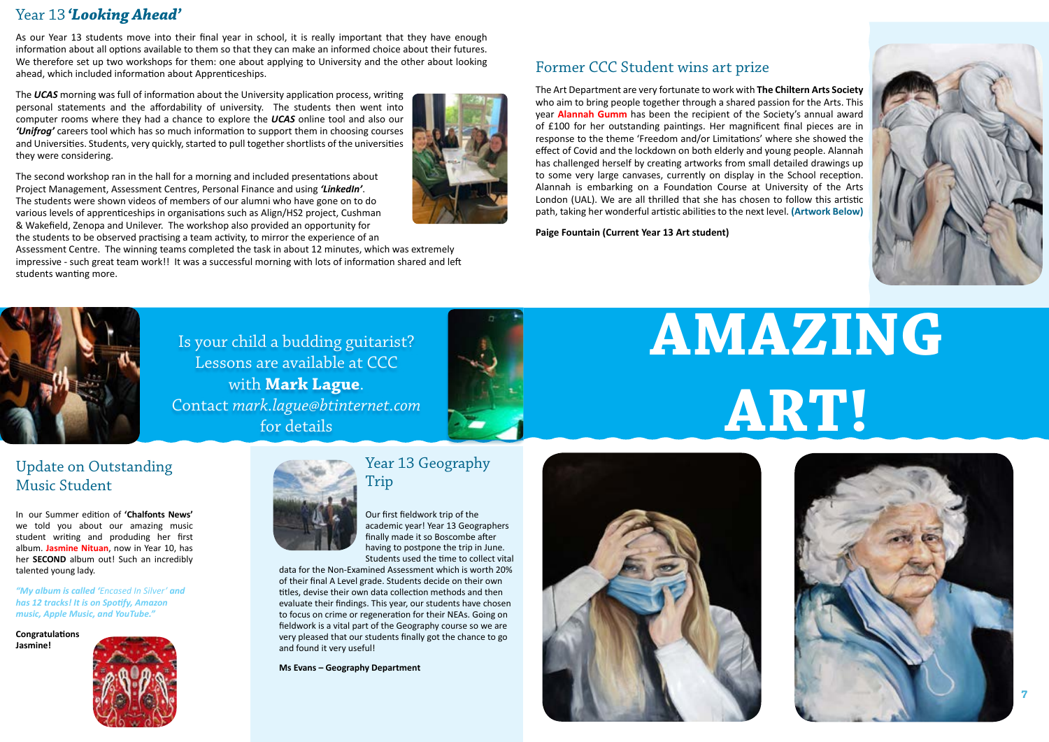## Year 13 *'Looking Ahead'*

As our Year 13 students move into their final year in school, it is really important that they have enough information about all options available to them so that they can make an informed choice about their futures. We therefore set up two workshops for them: one about applying to University and the other about looking ahead, which included information about Apprenticeships.

The ***UCAS*** morning was full of information about the University application process, writing personal statements and the affordability of university. The students then went into computer rooms where they had a chance to explore the ***UCAS*** online tool and also our ***'Unifrog'*** careers tool which has so much information to support them in choosing courses and Universities. Students, very quickly, started to pull together shortlists of the universities they were considering.

The second workshop ran in the hall for a morning and included presentations about Project Management, Assessment Centres, Personal Finance and using ***'LinkedIn'***. The students were shown videos of members of our alumni who have gone on to do various levels of apprenticeships in organisations such as Align/HS2 project, Cushman & Wakefield, Zenopa and Unilever. The workshop also provided an opportunity for the students to be observed practising a team activity, to mirror the experience of an Assessment Centre. The winning teams completed the task in about 12 minutes, which was extremely impressive - such great team work!! It was a successful morning with lots of information shared and left students wanting more.

## Former CCC Student wins art prize

The Art Department are very fortunate to work with **The Chiltern Arts Society** who aim to bring people together through a shared passion for the Arts. This year **Alannah Gumm** has been the recipient of the Society's annual award of £100 for her outstanding paintings. Her magnificent final pieces are in response to the theme 'Freedom and/or Limitations' where she showed the effect of Covid and the lockdown on both elderly and young people. Alannah has challenged herself by creating artworks from small detailed drawings up to some very large canvases, currently on display in the School reception. Alannah is embarking on a Foundation Course at University of the Arts London (UAL). We are all thrilled that she has chosen to follow this artistic path, taking her wonderful artistic abilities to the next level. **(Artwork Below)**

**Paige Fountain (Current Year 13 Art student)**

Is your child a budding guitarist? Lessons are available at CCC with **Mark Lague**. Contact *mark.lague@btinternet.com* for details

# AMAZING ART!

## Update on Outstanding Music Student

In our Summer edition of **'Chalfonts News'** we told you about our amazing music student writing and produding her first album. **Jasmine Nituan**, now in Year 10, has her **SECOND** album out! Such an incredibly talented young lady.

***"My album is called 'Encased In Silver' and has 12 tracks! It is on Spotify, Amazon music, Apple Music, and YouTube."***

**Congratulations Jasmine!**

## Year 13 Geography Trip

Our first fieldwork trip of the academic year! Year 13 Geographers finally made it so Boscombe after having to postpone the trip in June. Students used the time to collect vital data for the Non-Examined Assessment which is worth 20% of their final A Level grade. Students decide on their own titles, devise their own data collection methods and then evaluate their findings. This year, our students have chosen to focus on crime or regeneration for their NEAs. Going on fieldwork is a vital part of the Geography course so we are very pleased that our students finally got the chance to go and found it very useful!

**Ms Evans – Geography Department**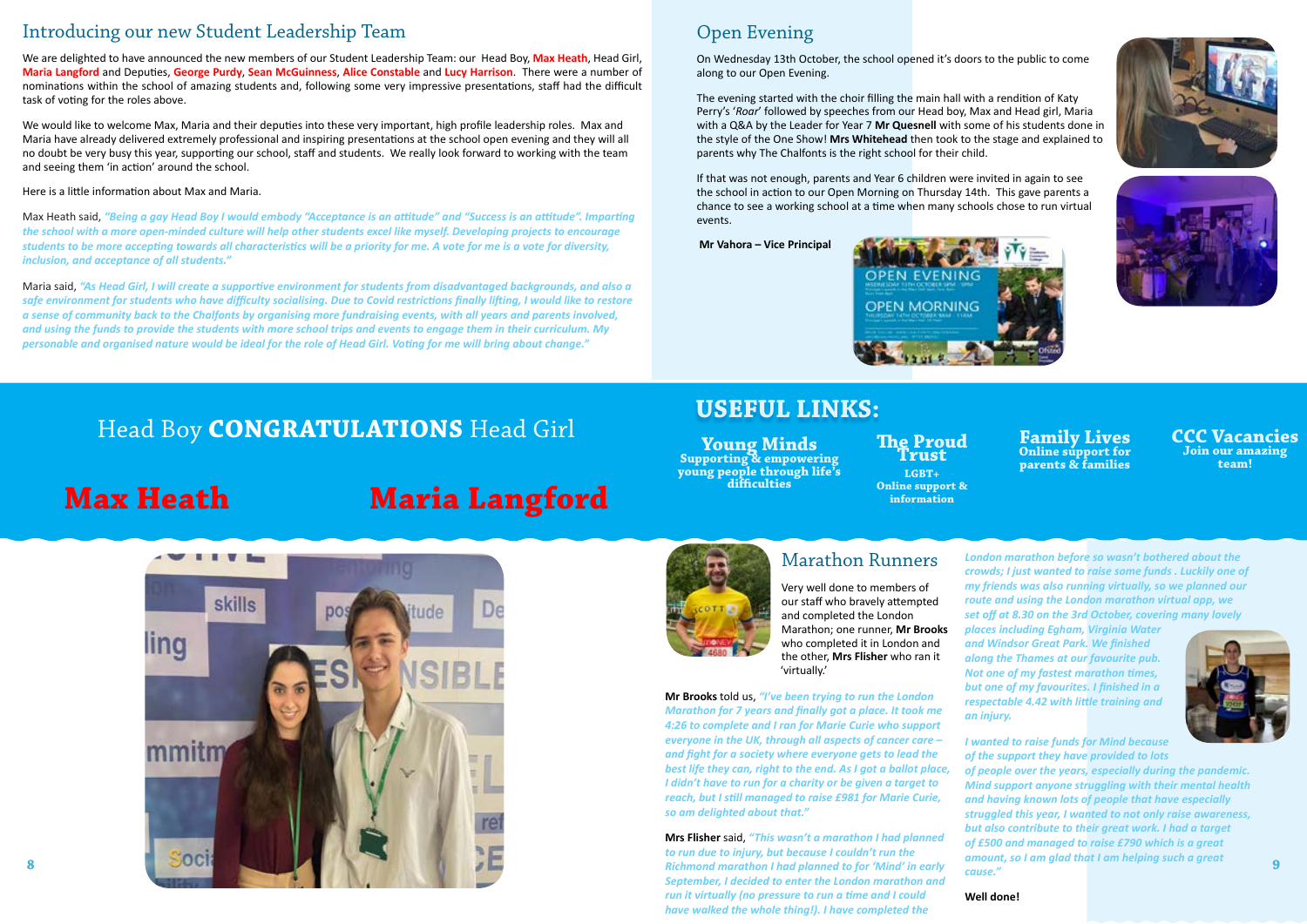## Introducing our new Student Leadership Team

We are delighted to have announced the new members of our Student Leadership Team: our Head Boy, **Max Heath**, Head Girl, **Maria Langford** and Deputies, **George Purdy**, **Sean McGuinness**, **Alice Constable** and **Lucy Harrison**. There were a number of nominations within the school of amazing students and, following some very impressive presentations, staff had the difficult task of voting for the roles above.

We would like to welcome Max, Maria and their deputies into these very important, high profile leadership roles. Max and Maria have already delivered extremely professional and inspiring presentations at the school open evening and they will all no doubt be very busy this year, supporting our school, staff and students. We really look forward to working with the team and seeing them 'in action' around the school.

Here is a little information about Max and Maria.

Max Heath said, ***"Being a gay Head Boy I would embody "Acceptance is an attitude" and "Success is an attitude". Imparting the school with a more open-minded culture will help other students excel like myself. Developing projects to encourage students to be more accepting towards all characteristics will be a priority for me. A vote for me is a vote for diversity, inclusion, and acceptance of all students."***

Maria said, ***"As Head Girl, I will create a supportive environment for students from disadvantaged backgrounds, and also a safe environment for students who have difficulty socialising. Due to Covid restrictions finally lifting, I would like to restore a sense of community back to the Chalfonts by organising more fundraising events, with all years and parents involved, and using the funds to provide the students with more school trips and events to engage them in their curriculum. My personable and organised nature would be ideal for the role of Head Girl. Voting for me will bring about change."***

Head Boy **CONGRATULATIONS** Head Girl

**Max Heath** **Maria Langford**

## Open Evening

On Wednesday 13th October, the school opened it's doors to the public to come along to our Open Evening.

The evening started with the choir filling the main hall with a rendition of Katy Perry's '*Roar*' followed by speeches from our Head boy, Max and Head girl, Maria with a Q&A by the Leader for Year 7 **Mr Quesnell** with some of his students done in the style of the One Show! **Mrs Whitehead** then took to the stage and explained to parents why The Chalfonts is the right school for their child.

If that was not enough, parents and Year 6 children were invited in again to see the school in action to our Open Morning on Thursday 14th. This gave parents a chance to see a working school at a time when many schools chose to run virtual events.

**Mr Vahora – Vice Principal**

OPEN EVENING

OPEN MORNING

## USEFUL LINKS:

**Young Minds**
Supporting & empowering young people through life's difficulties

**The Proud Trust**
LGBT+ Online support & information

**Family Lives**
Online support for parents & families

**CCC Vacancies**
Join our amazing team!

## Marathon Runners

Very well done to members of our staff who bravely attempted and completed the London Marathon; one runner, **Mr Brooks** who completed it in London and the other, **Mrs Flisher** who ran it 'virtually.'

**Mr Brooks** told us, ***"I've been trying to run the London Marathon for 7 years and finally got a place. It took me 4:26 to complete and I ran for Marie Curie who support everyone in the UK, through all aspects of cancer care – and fight for a society where everyone gets to lead the best life they can, right to the end. As I got a ballot place, I didn't have to run for a charity or be given a target to reach, but I still managed to raise £981 for Marie Curie, so am delighted about that."***

**Mrs Flisher** said, ***"This wasn't a marathon I had planned to run due to injury, but because I couldn't run the Richmond marathon I had planned to for 'Mind' in early September, I decided to enter the London marathon and run it virtually (no pressure to run a time and I could have walked the whole thing!). I have completed the London marathon before so wasn't bothered about the crowds; I just wanted to raise some funds . Luckily one of my friends was also running virtually, so we planned our route and using the London marathon virtual app, we set off at 8.30 on the 3rd October, covering many lovely places including Egham, Virginia Water and Windsor Great Park. We finished along the Thames at our favourite pub. Not one of my fastest marathon times, but one of my favourites. I finished in a respectable 4.42 with little training and an injury.***

***I wanted to raise funds for Mind because of the support they have provided to lots of people over the years, especially during the pandemic. Mind support anyone struggling with their mental health and having known lots of people that have especially struggled this year, I wanted to not only raise awareness, but also contribute to their great work. I had a target of £500 and managed to raise £790 which is a great amount, so I am glad that I am helping such a great cause."***

**Well done!**